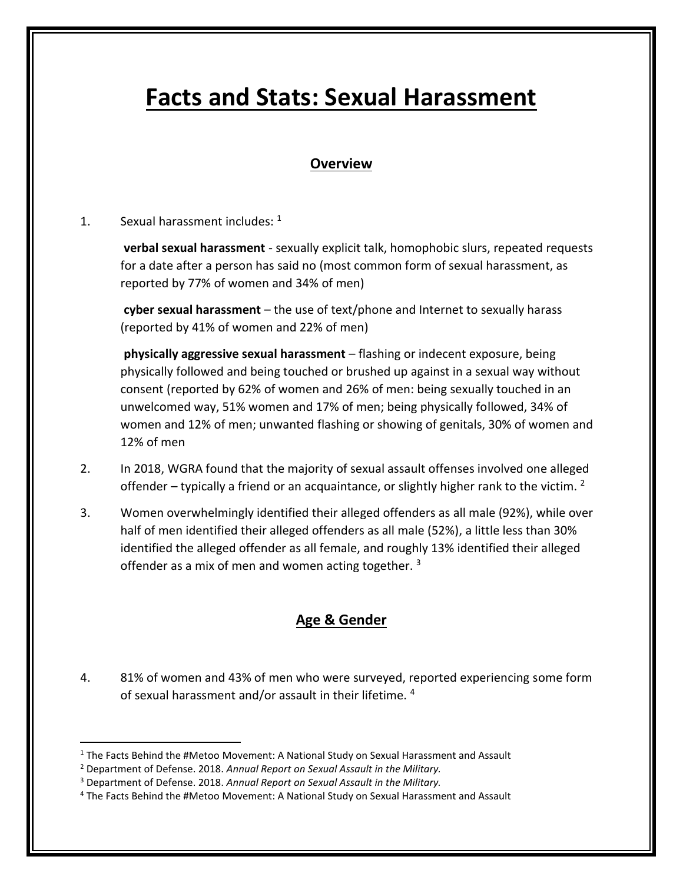# Facts and Stats: Sexual Harassment

## Overview

1. Sexual harassment includes: [1]

   **verbal sexual harassment** - sexually explicit talk, homophobic slurs, repeated requests for a date after a person has said no (most common form of sexual harassment, as reported by 77% of women and 34% of men)

   **cyber sexual harassment** – the use of text/phone and Internet to sexually harass (reported by 41% of women and 22% of men)

   **physically aggressive sexual harassment** – flashing or indecent exposure, being physically followed and being touched or brushed up against in a sexual way without consent (reported by 62% of women and 26% of men: being sexually touched in an unwelcomed way, 51% women and 17% of men; being physically followed, 34% of women and 12% of men; unwanted flashing or showing of genitals, 30% of women and 12% of men

2. In 2018, WGRA found that the majority of sexual assault offenses involved one alleged offender – typically a friend or an acquaintance, or slightly higher rank to the victim. [2]

3. Women overwhelmingly identified their alleged offenders as all male (92%), while over half of men identified their alleged offenders as all male (52%), a little less than 30% identified the alleged offender as all female, and roughly 13% identified their alleged offender as a mix of men and women acting together. [3]

## Age & Gender

4. 81% of women and 43% of men who were surveyed, reported experiencing some form of sexual harassment and/or assault in their lifetime. [4]

---

[1] The Facts Behind the #Metoo Movement: A National Study on Sexual Harassment and Assault

[2] Department of Defense. 2018. *Annual Report on Sexual Assault in the Military.*

[3] Department of Defense. 2018. *Annual Report on Sexual Assault in the Military.*

[4] The Facts Behind the #Metoo Movement: A National Study on Sexual Harassment and Assault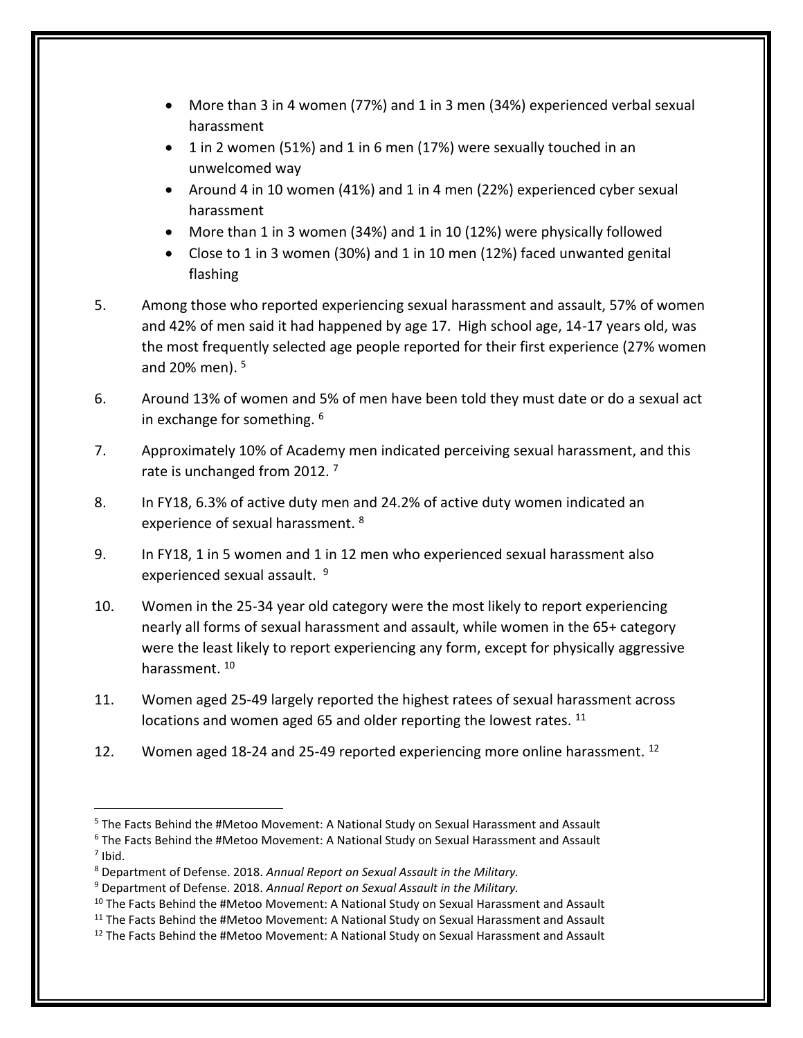- More than 3 in 4 women (77%) and 1 in 3 men (34%) experienced verbal sexual harassment
- 1 in 2 women (51%) and 1 in 6 men (17%) were sexually touched in an unwelcomed way
- Around 4 in 10 women (41%) and 1 in 4 men (22%) experienced cyber sexual harassment
- More than 1 in 3 women (34%) and 1 in 10 (12%) were physically followed
- Close to 1 in 3 women (30%) and 1 in 10 men (12%) faced unwanted genital flashing

5. Among those who reported experiencing sexual harassment and assault, 57% of women and 42% of men said it had happened by age 17. High school age, 14-17 years old, was the most frequently selected age people reported for their first experience (27% women and 20% men). [5]

6. Around 13% of women and 5% of men have been told they must date or do a sexual act in exchange for something. [6]

7. Approximately 10% of Academy men indicated perceiving sexual harassment, and this rate is unchanged from 2012. [7]

8. In FY18, 6.3% of active duty men and 24.2% of active duty women indicated an experience of sexual harassment. [8]

9. In FY18, 1 in 5 women and 1 in 12 men who experienced sexual harassment also experienced sexual assault. [9]

10. Women in the 25-34 year old category were the most likely to report experiencing nearly all forms of sexual harassment and assault, while women in the 65+ category were the least likely to report experiencing any form, except for physically aggressive harassment. [10]

11. Women aged 25-49 largely reported the highest ratees of sexual harassment across locations and women aged 65 and older reporting the lowest rates. [11]

12. Women aged 18-24 and 25-49 reported experiencing more online harassment. [12]

---

[5] The Facts Behind the #Metoo Movement: A National Study on Sexual Harassment and Assault

[6] The Facts Behind the #Metoo Movement: A National Study on Sexual Harassment and Assault

[7] Ibid.

[8] Department of Defense. 2018. *Annual Report on Sexual Assault in the Military.*

[9] Department of Defense. 2018. *Annual Report on Sexual Assault in the Military.*

[10] The Facts Behind the #Metoo Movement: A National Study on Sexual Harassment and Assault

[11] The Facts Behind the #Metoo Movement: A National Study on Sexual Harassment and Assault

[12] The Facts Behind the #Metoo Movement: A National Study on Sexual Harassment and Assault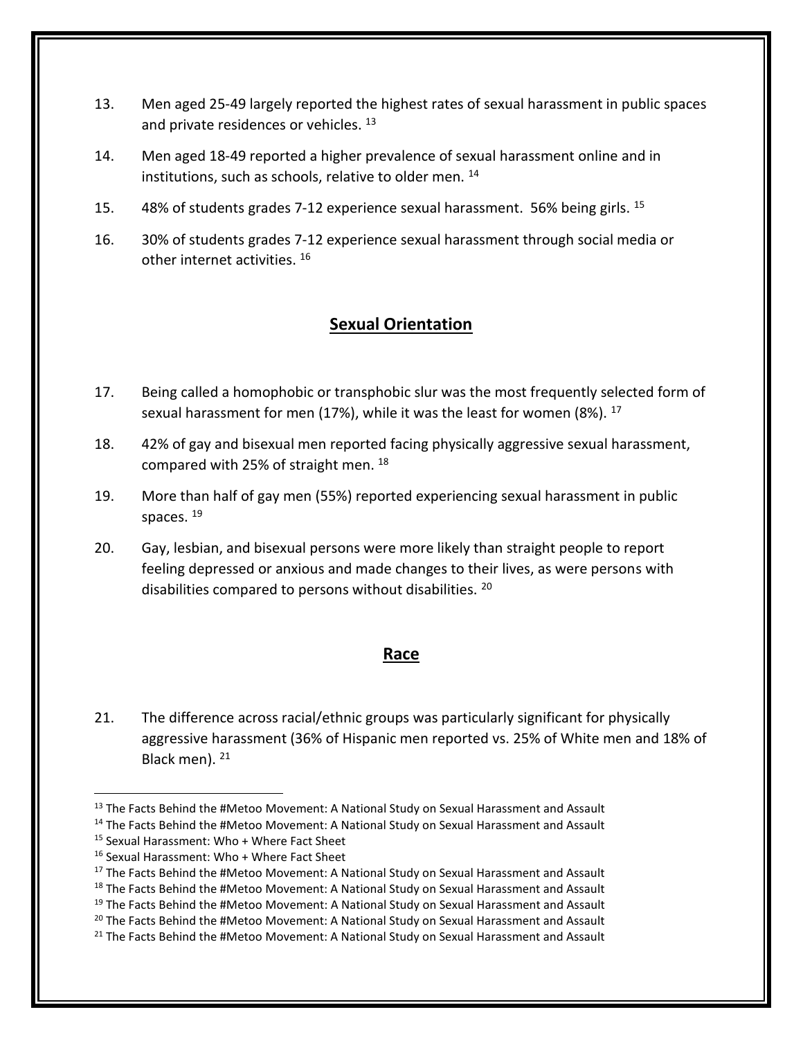13. Men aged 25-49 largely reported the highest rates of sexual harassment in public spaces and private residences or vehicles. [13]

14. Men aged 18-49 reported a higher prevalence of sexual harassment online and in institutions, such as schools, relative to older men. [14]

15. 48% of students grades 7-12 experience sexual harassment. 56% being girls. [15]

16. 30% of students grades 7-12 experience sexual harassment through social media or other internet activities. [16]

## Sexual Orientation

17. Being called a homophobic or transphobic slur was the most frequently selected form of sexual harassment for men (17%), while it was the least for women (8%). [17]

18. 42% of gay and bisexual men reported facing physically aggressive sexual harassment, compared with 25% of straight men. [18]

19. More than half of gay men (55%) reported experiencing sexual harassment in public spaces. [19]

20. Gay, lesbian, and bisexual persons were more likely than straight people to report feeling depressed or anxious and made changes to their lives, as were persons with disabilities compared to persons without disabilities. [20]

## Race

21. The difference across racial/ethnic groups was particularly significant for physically aggressive harassment (36% of Hispanic men reported vs. 25% of White men and 18% of Black men). [21]

---

[13] The Facts Behind the #Metoo Movement: A National Study on Sexual Harassment and Assault
[14] The Facts Behind the #Metoo Movement: A National Study on Sexual Harassment and Assault
[15] Sexual Harassment: Who + Where Fact Sheet
[16] Sexual Harassment: Who + Where Fact Sheet
[17] The Facts Behind the #Metoo Movement: A National Study on Sexual Harassment and Assault
[18] The Facts Behind the #Metoo Movement: A National Study on Sexual Harassment and Assault
[19] The Facts Behind the #Metoo Movement: A National Study on Sexual Harassment and Assault
[20] The Facts Behind the #Metoo Movement: A National Study on Sexual Harassment and Assault
[21] The Facts Behind the #Metoo Movement: A National Study on Sexual Harassment and Assault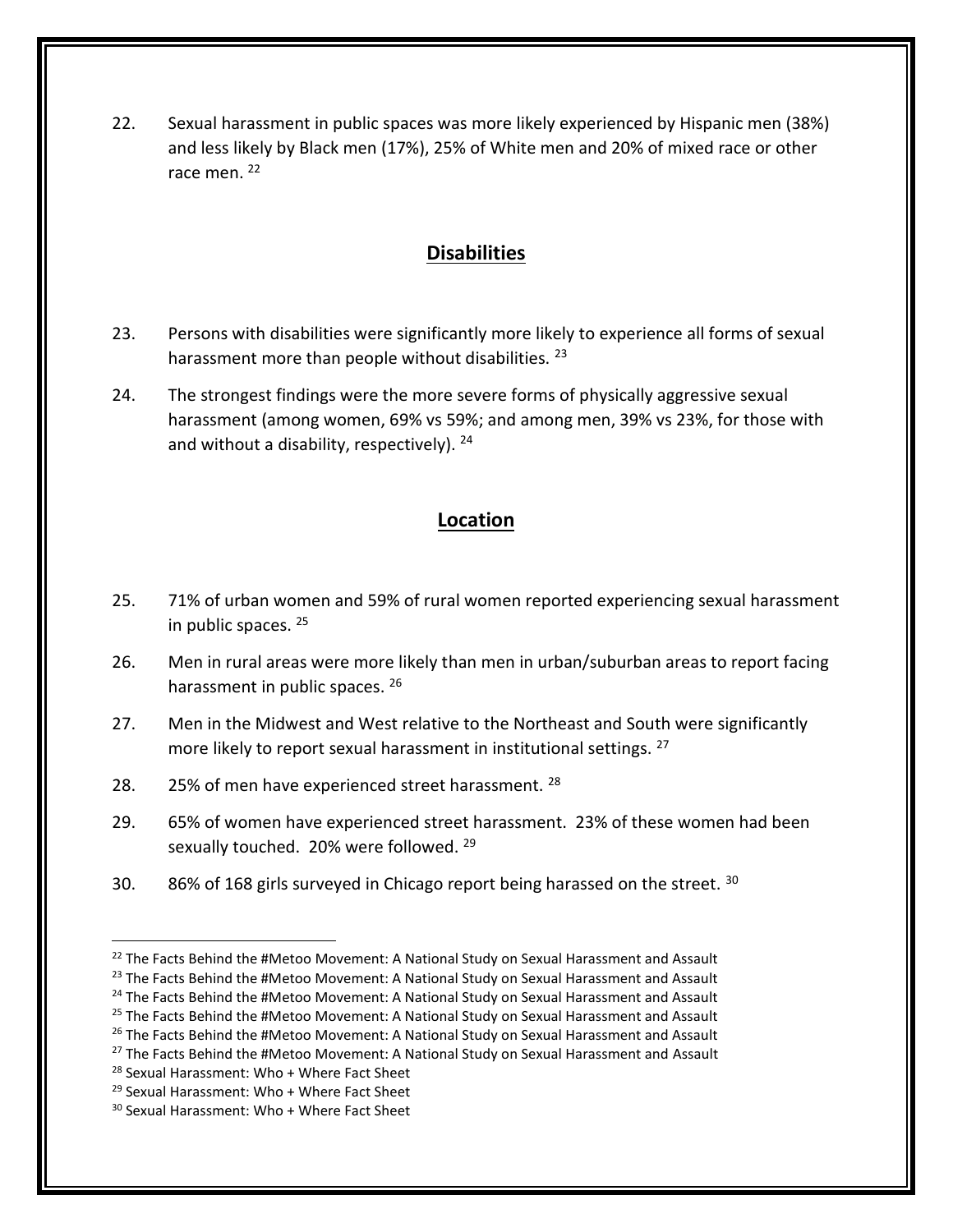22. Sexual harassment in public spaces was more likely experienced by Hispanic men (38%) and less likely by Black men (17%), 25% of White men and 20% of mixed race or other race men. [22]

## Disabilities

23. Persons with disabilities were significantly more likely to experience all forms of sexual harassment more than people without disabilities. [23]

24. The strongest findings were the more severe forms of physically aggressive sexual harassment (among women, 69% vs 59%; and among men, 39% vs 23%, for those with and without a disability, respectively). [24]

## Location

25. 71% of urban women and 59% of rural women reported experiencing sexual harassment in public spaces. [25]

26. Men in rural areas were more likely than men in urban/suburban areas to report facing harassment in public spaces. [26]

27. Men in the Midwest and West relative to the Northeast and South were significantly more likely to report sexual harassment in institutional settings. [27]

28. 25% of men have experienced street harassment. [28]

29. 65% of women have experienced street harassment. 23% of these women had been sexually touched. 20% were followed. [29]

30. 86% of 168 girls surveyed in Chicago report being harassed on the street. [30]

---

[22] The Facts Behind the #Metoo Movement: A National Study on Sexual Harassment and Assault
[23] The Facts Behind the #Metoo Movement: A National Study on Sexual Harassment and Assault
[24] The Facts Behind the #Metoo Movement: A National Study on Sexual Harassment and Assault
[25] The Facts Behind the #Metoo Movement: A National Study on Sexual Harassment and Assault
[26] The Facts Behind the #Metoo Movement: A National Study on Sexual Harassment and Assault
[27] The Facts Behind the #Metoo Movement: A National Study on Sexual Harassment and Assault
[28] Sexual Harassment: Who + Where Fact Sheet
[29] Sexual Harassment: Who + Where Fact Sheet
[30] Sexual Harassment: Who + Where Fact Sheet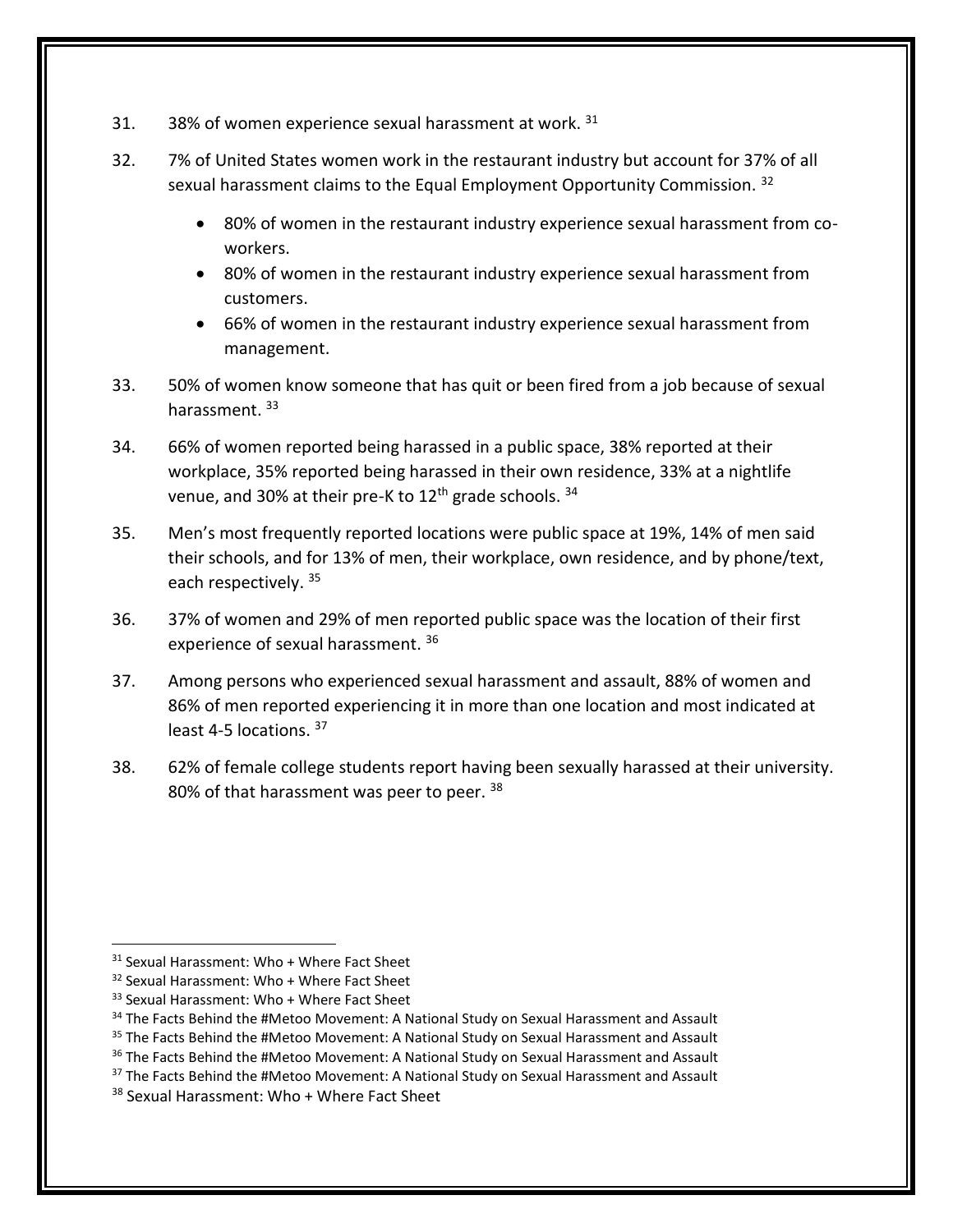31. 38% of women experience sexual harassment at work. [31]

32. 7% of United States women work in the restaurant industry but account for 37% of all sexual harassment claims to the Equal Employment Opportunity Commission. [32]

    - 80% of women in the restaurant industry experience sexual harassment from co-workers.
    - 80% of women in the restaurant industry experience sexual harassment from customers.
    - 66% of women in the restaurant industry experience sexual harassment from management.

33. 50% of women know someone that has quit or been fired from a job because of sexual harassment. [33]

34. 66% of women reported being harassed in a public space, 38% reported at their workplace, 35% reported being harassed in their own residence, 33% at a nightlife venue, and 30% at their pre-K to 12th grade schools. [34]

35. Men's most frequently reported locations were public space at 19%, 14% of men said their schools, and for 13% of men, their workplace, own residence, and by phone/text, each respectively. [35]

36. 37% of women and 29% of men reported public space was the location of their first experience of sexual harassment. [36]

37. Among persons who experienced sexual harassment and assault, 88% of women and 86% of men reported experiencing it in more than one location and most indicated at least 4-5 locations. [37]

38. 62% of female college students report having been sexually harassed at their university. 80% of that harassment was peer to peer. [38]

---

[31] Sexual Harassment: Who + Where Fact Sheet

[32] Sexual Harassment: Who + Where Fact Sheet

[33] Sexual Harassment: Who + Where Fact Sheet

[34] The Facts Behind the #Metoo Movement: A National Study on Sexual Harassment and Assault

[35] The Facts Behind the #Metoo Movement: A National Study on Sexual Harassment and Assault

[36] The Facts Behind the #Metoo Movement: A National Study on Sexual Harassment and Assault

[37] The Facts Behind the #Metoo Movement: A National Study on Sexual Harassment and Assault

[38] Sexual Harassment: Who + Where Fact Sheet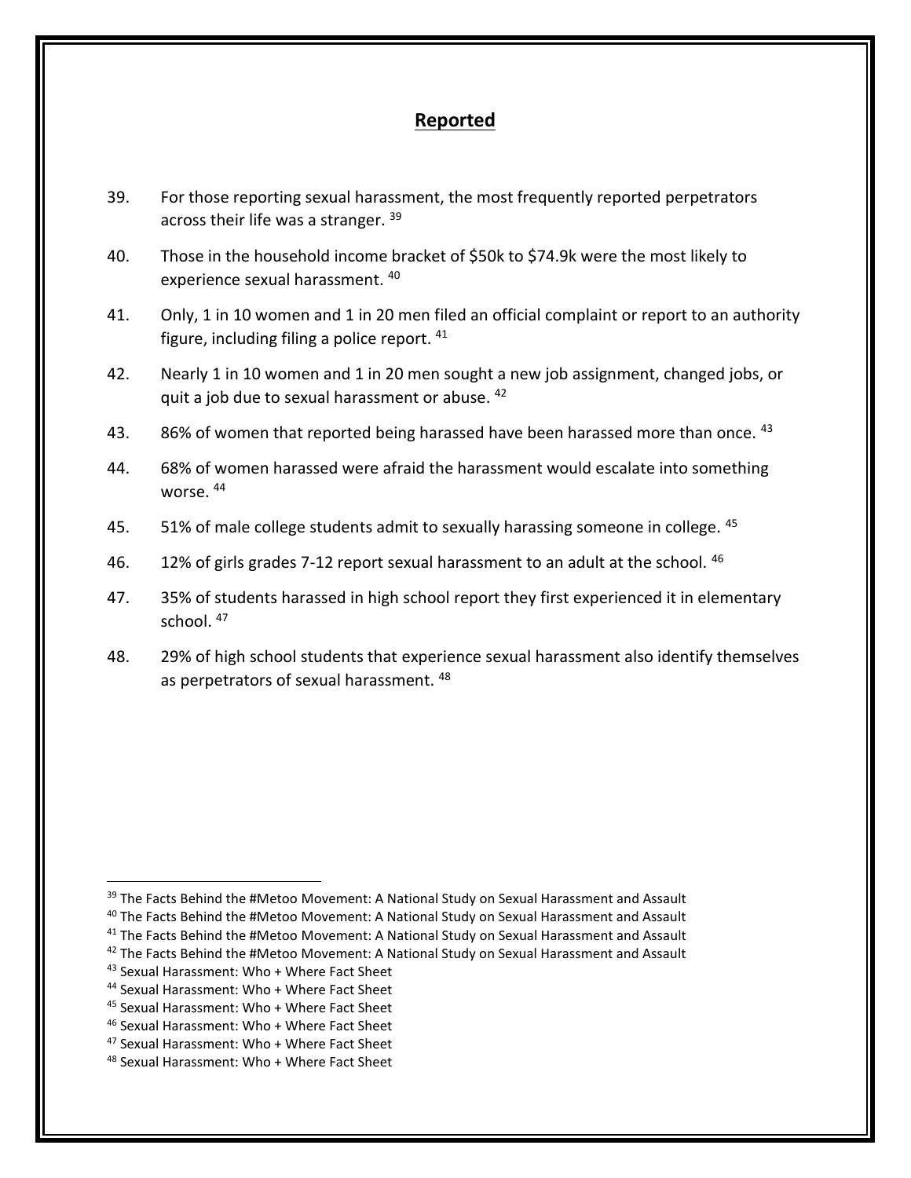## Reported

39. For those reporting sexual harassment, the most frequently reported perpetrators across their life was a stranger. [39]

40. Those in the household income bracket of $50k to $74.9k were the most likely to experience sexual harassment. [40]

41. Only, 1 in 10 women and 1 in 20 men filed an official complaint or report to an authority figure, including filing a police report. [41]

42. Nearly 1 in 10 women and 1 in 20 men sought a new job assignment, changed jobs, or quit a job due to sexual harassment or abuse. [42]

43. 86% of women that reported being harassed have been harassed more than once. [43]

44. 68% of women harassed were afraid the harassment would escalate into something worse. [44]

45. 51% of male college students admit to sexually harassing someone in college. [45]

46. 12% of girls grades 7-12 report sexual harassment to an adult at the school. [46]

47. 35% of students harassed in high school report they first experienced it in elementary school. [47]

48. 29% of high school students that experience sexual harassment also identify themselves as perpetrators of sexual harassment. [48]

---

[39] The Facts Behind the #Metoo Movement: A National Study on Sexual Harassment and Assault
[40] The Facts Behind the #Metoo Movement: A National Study on Sexual Harassment and Assault
[41] The Facts Behind the #Metoo Movement: A National Study on Sexual Harassment and Assault
[42] The Facts Behind the #Metoo Movement: A National Study on Sexual Harassment and Assault
[43] Sexual Harassment: Who + Where Fact Sheet
[44] Sexual Harassment: Who + Where Fact Sheet
[45] Sexual Harassment: Who + Where Fact Sheet
[46] Sexual Harassment: Who + Where Fact Sheet
[47] Sexual Harassment: Who + Where Fact Sheet
[48] Sexual Harassment: Who + Where Fact Sheet